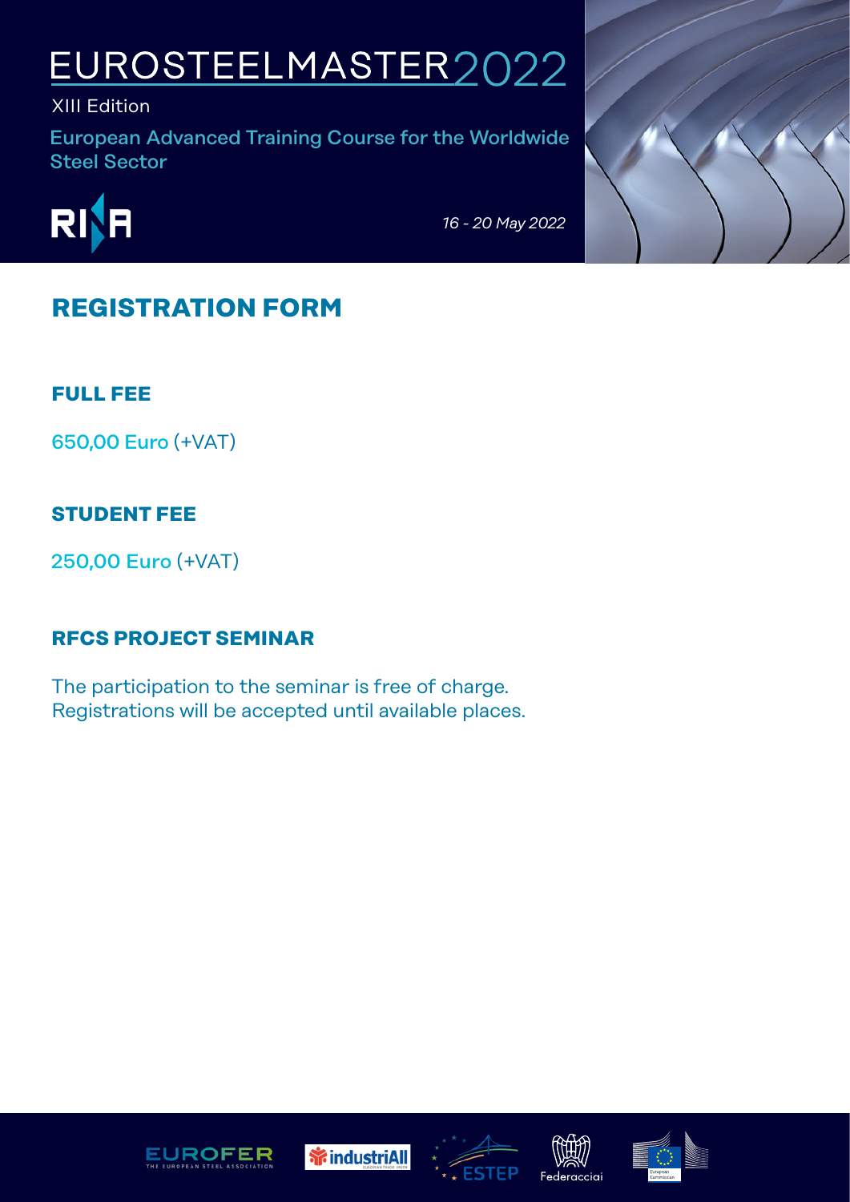# EUROSTEELMASTER2022

XIII Edition

European Advanced Training Course for the Worldwide Steel Sector

*16 - 20 May 2022*

## REGISTRATION FORM

### FULL FEE

650,00 Euro (+VAT)

### STUDENT FEE

250,00 Euro (+VAT)

### RFCS PROJECT SEMINAR

The participation to the seminar is free of charge.
Registrations will be accepted until available places.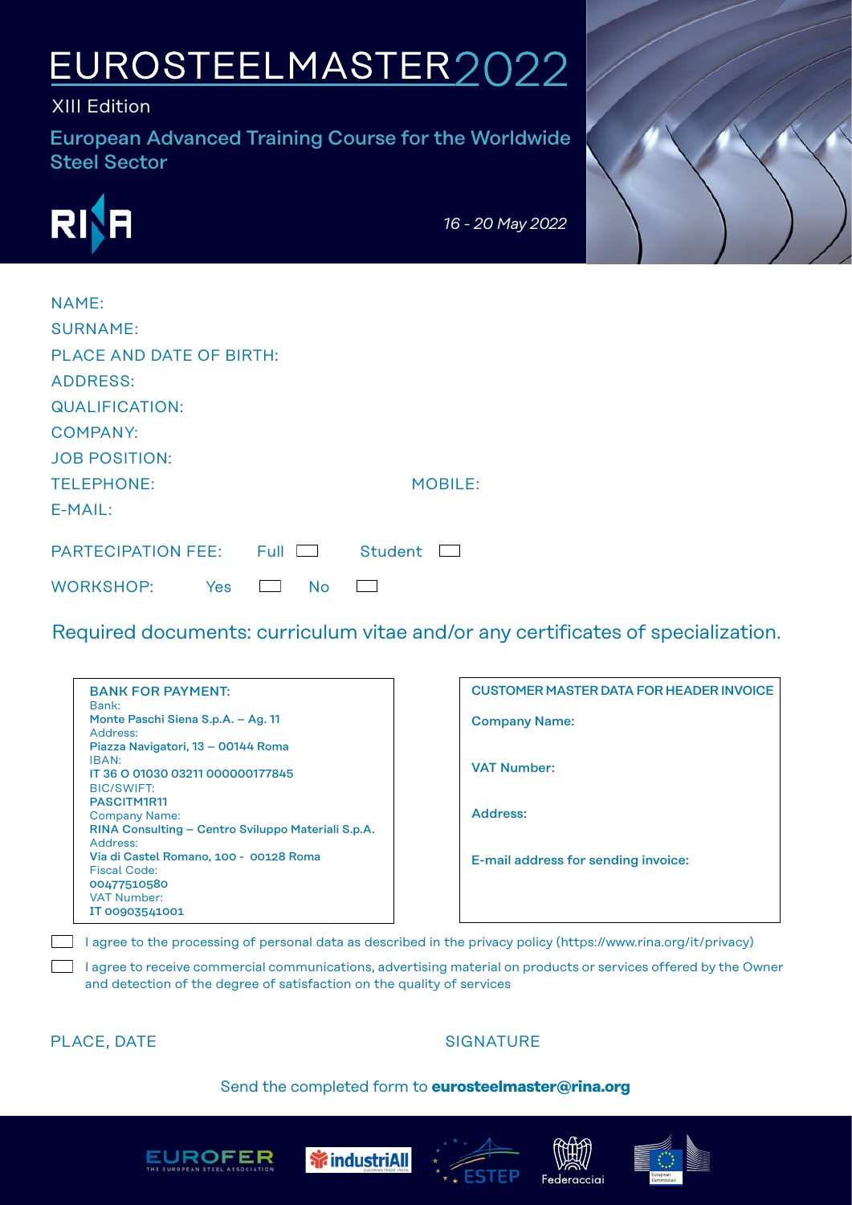# EUROSTEELMASTER2022

XIII Edition

## European Advanced Training Course for the Worldwide Steel Sector

RINA

*16 - 20 May 2022*

NAME:

SURNAME:

PLACE AND DATE OF BIRTH:

ADDRESS:

QUALIFICATION:

COMPANY:

JOB POSITION:

TELEPHONE: MOBILE:

E-MAIL:

PARTECIPATION FEE: Full ☐ Student ☐

WORKSHOP: Yes ☐ No ☐

Required documents: curriculum vitae and/or any certificates of specialization.

**BANK FOR PAYMENT:**

Bank:
**Monte Paschi Siena S.p.A. – Ag. 11**

Address:
**Piazza Navigatori, 13 – 00144 Roma**

IBAN:
**IT 36 O 01030 03211 000000177845**

BIC/SWIFT:
**PASCITM1R11**

Company Name:
**RINA Consulting – Centro Sviluppo Materiali S.p.A.**

Address:
**Via di Castel Romano, 100 - 00128 Roma**

Fiscal Code:
**00477510580**

VAT Number:
**IT 00903541001**

**CUSTOMER MASTER DATA FOR HEADER INVOICE**

**Company Name:**

**VAT Number:**

**Address:**

**E-mail address for sending invoice:**

☐ I agree to the processing of personal data as described in the privacy policy (https://www.rina.org/it/privacy)

☐ I agree to receive commercial communications, advertising material on products or services offered by the Owner and detection of the degree of satisfaction on the quality of services

PLACE, DATE SIGNATURE

Send the completed form to **eurosteelmaster@rina.org**

EUROFER THE EUROPEAN STEEL ASSOCIATION · industriAll EUROPEAN TRADE UNION · ESTEP · Federacciai · European Commission